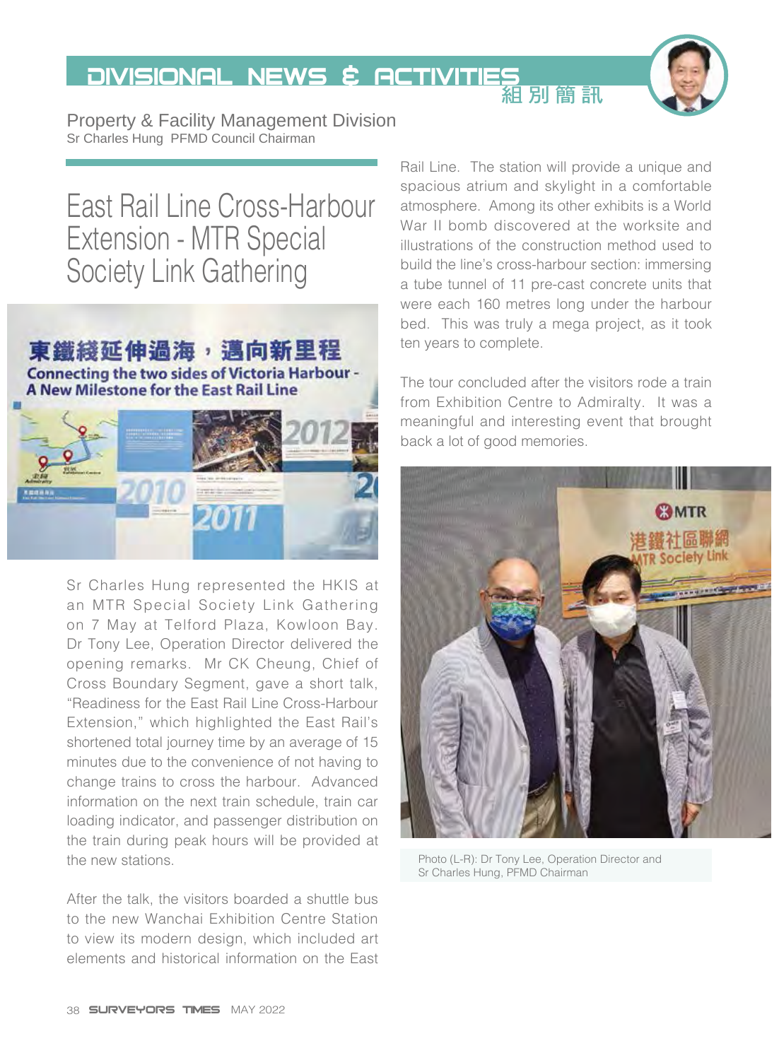# DIVISIONAL NEWS & ACTIVITIES 組別簡訊

## Property & Facility Management Division

Sr Charles Hung PFMD Council Chairman

## East Rail Line Cross-Harbour Extension - MTR Special Society Link Gathering

Sr Charles Hung represented the HKIS at an MTR Special Society Link Gathering on 7 May at Telford Plaza, Kowloon Bay. Dr Tony Lee, Operation Director delivered the opening remarks. Mr CK Cheung, Chief of Cross Boundary Segment, gave a short talk, "Readiness for the East Rail Line Cross-Harbour Extension," which highlighted the East Rail's shortened total journey time by an average of 15 minutes due to the convenience of not having to change trains to cross the harbour. Advanced information on the next train schedule, train car loading indicator, and passenger distribution on the train during peak hours will be provided at the new stations.

After the talk, the visitors boarded a shuttle bus to the new Wanchai Exhibition Centre Station to view its modern design, which included art elements and historical information on the East Rail Line. The station will provide a unique and spacious atrium and skylight in a comfortable atmosphere. Among its other exhibits is a World War II bomb discovered at the worksite and illustrations of the construction method used to build the line's cross-harbour section: immersing a tube tunnel of 11 pre-cast concrete units that were each 160 metres long under the harbour bed. This was truly a mega project, as it took ten years to complete.

The tour concluded after the visitors rode a train from Exhibition Centre to Admiralty. It was a meaningful and interesting event that brought back a lot of good memories.

Photo (L-R): Dr Tony Lee, Operation Director and Sr Charles Hung, PFMD Chairman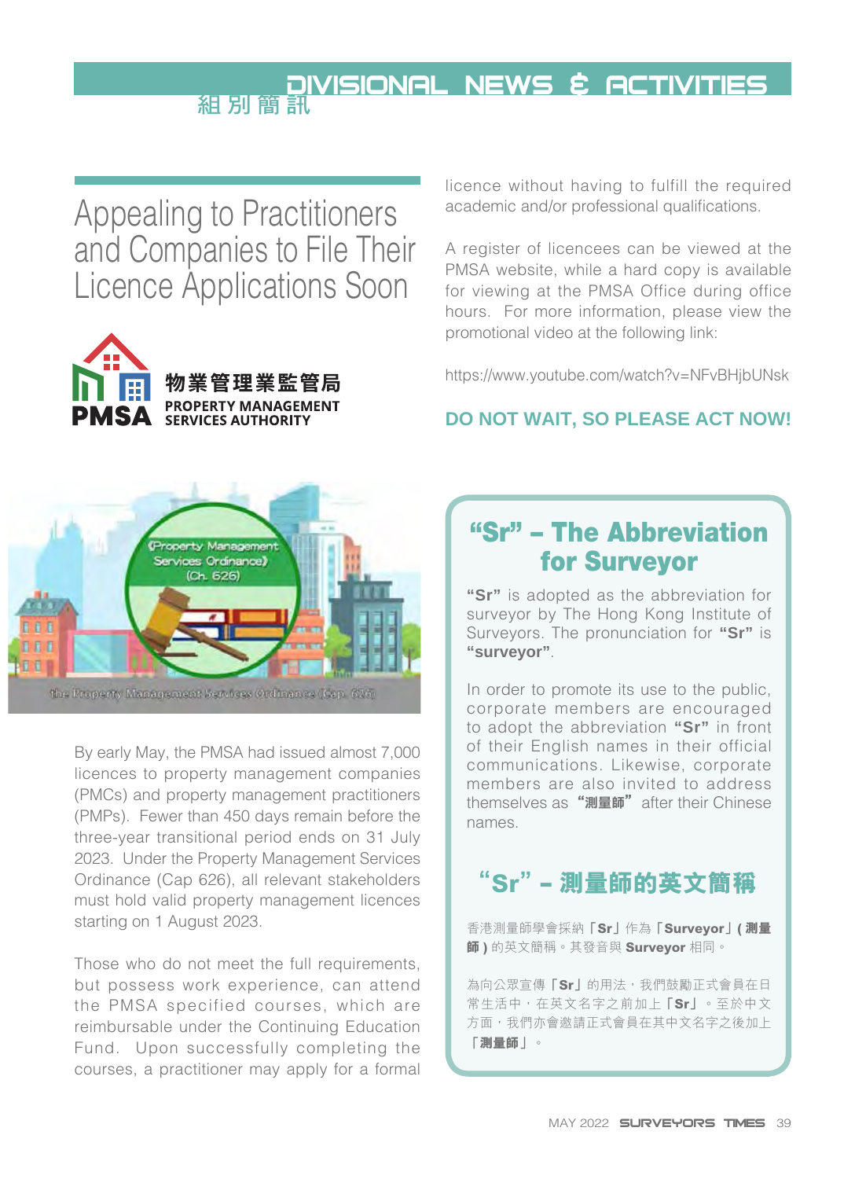# Appealing to Practitioners and Companies to File Their Licence Applications Soon

By early May, the PMSA had issued almost 7,000 licences to property management companies (PMCs) and property management practitioners (PMPs). Fewer than 450 days remain before the three-year transitional period ends on 31 July 2023. Under the Property Management Services Ordinance (Cap 626), all relevant stakeholders must hold valid property management licences starting on 1 August 2023.

Those who do not meet the full requirements, but possess work experience, can attend the PMSA specified courses, which are reimbursable under the Continuing Education Fund. Upon successfully completing the courses, a practitioner may apply for a formal licence without having to fulfill the required academic and/or professional qualifications.

A register of licencees can be viewed at the PMSA website, while a hard copy is available for viewing at the PMSA Office during office hours. For more information, please view the promotional video at the following link:

https://www.youtube.com/watch?v=NFvBHjbUNsk

**DO NOT WAIT, SO PLEASE ACT NOW!**

## "Sr" – The Abbreviation for Surveyor

**"Sr"** is adopted as the abbreviation for surveyor by The Hong Kong Institute of Surveyors. The pronunciation for **"Sr"** is **"surveyor"**.

In order to promote its use to the public, corporate members are encouraged to adopt the abbreviation **"Sr"** in front of their English names in their official communications. Likewise, corporate members are also invited to address themselves as **"測量師"** after their Chinese names.

## "Sr" – 測量師的英文簡稱

香港測量師學會採納「**Sr**」作為「**Surveyor**」**(測量師)**的英文簡稱。其發音與 **Surveyor** 相同。

為向公眾宣傳「**Sr**」的用法，我們鼓勵正式會員在日常生活中，在英文名字之前加上「**Sr**」。至於中文方面，我們亦會邀請正式會員在其中文名字之後加上「**測量師**」。